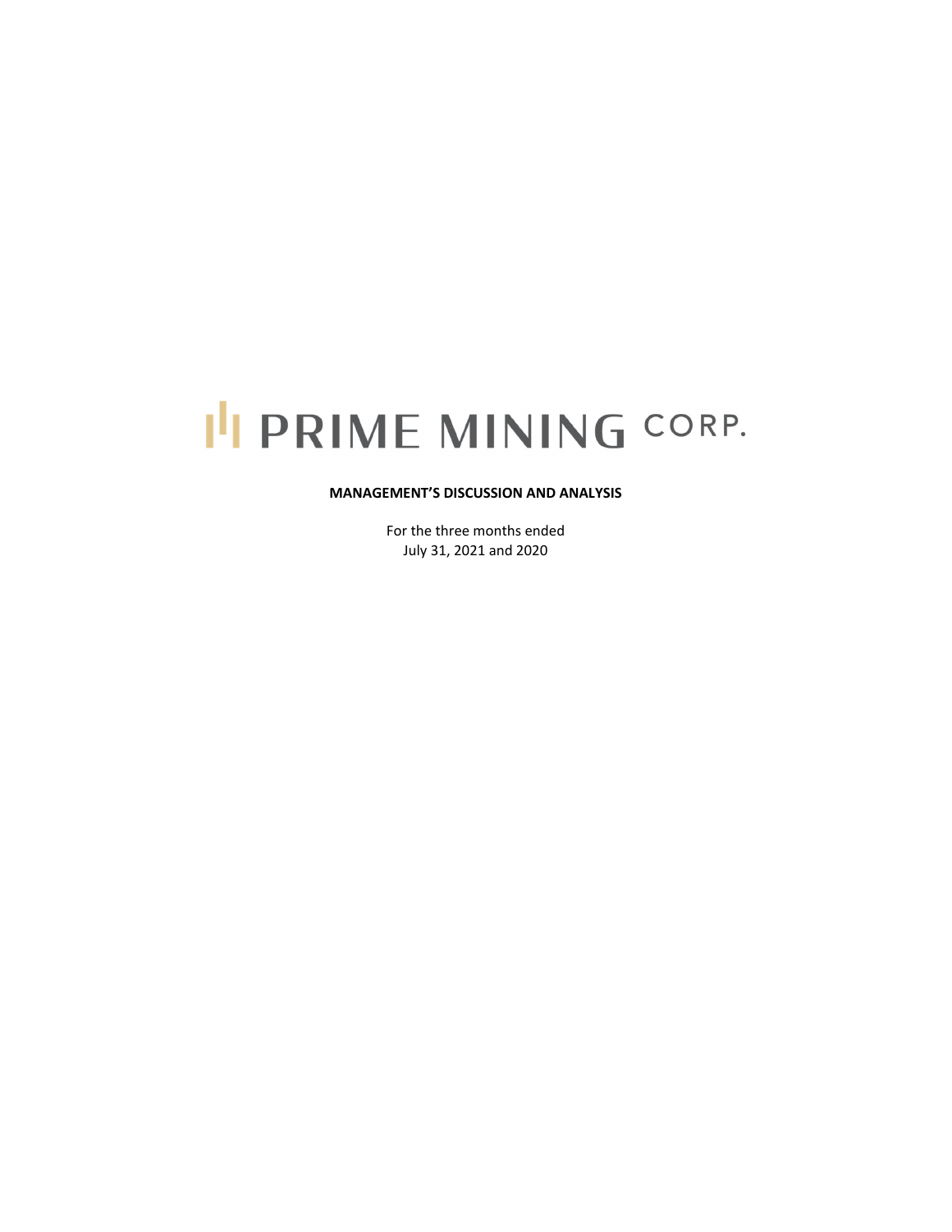# PRIME MINING CORP.

**MANAGEMENT'S DISCUSSION AND ANALYSIS**

For the three months ended
July 31, 2021 and 2020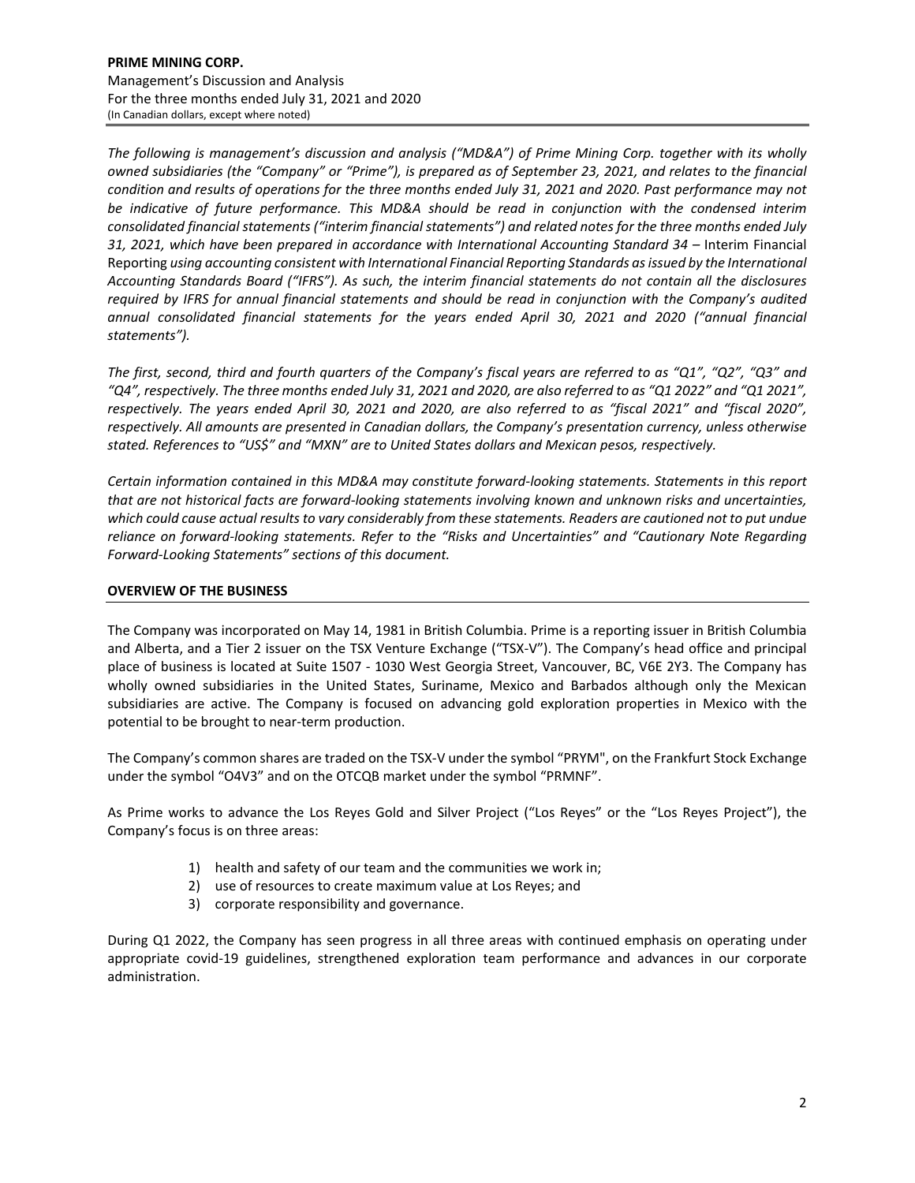*The following is management's discussion and analysis ("MD&A") of Prime Mining Corp. together with its wholly owned subsidiaries (the "Company" or "Prime"), is prepared as of September 23, 2021, and relates to the financial condition and results of operations for the three months ended July 31, 2021 and 2020. Past performance may not be indicative of future performance. This MD&A should be read in conjunction with the condensed interim consolidated financial statements ("interim financial statements") and related notes for the three months ended July 31, 2021, which have been prepared in accordance with International Accounting Standard 34 –* Interim Financial Reporting *using accounting consistent with International Financial Reporting Standards as issued by the International Accounting Standards Board ("IFRS"). As such, the interim financial statements do not contain all the disclosures required by IFRS for annual financial statements and should be read in conjunction with the Company's audited annual consolidated financial statements for the years ended April 30, 2021 and 2020 ("annual financial statements").*

*The first, second, third and fourth quarters of the Company's fiscal years are referred to as "Q1", "Q2", "Q3" and "Q4", respectively. The three months ended July 31, 2021 and 2020, are also referred to as "Q1 2022" and "Q1 2021", respectively. The years ended April 30, 2021 and 2020, are also referred to as "fiscal 2021" and "fiscal 2020", respectively. All amounts are presented in Canadian dollars, the Company's presentation currency, unless otherwise stated. References to "US$" and "MXN" are to United States dollars and Mexican pesos, respectively.*

*Certain information contained in this MD&A may constitute forward-looking statements. Statements in this report that are not historical facts are forward-looking statements involving known and unknown risks and uncertainties, which could cause actual results to vary considerably from these statements. Readers are cautioned not to put undue reliance on forward-looking statements. Refer to the "Risks and Uncertainties" and "Cautionary Note Regarding Forward-Looking Statements" sections of this document.*

## OVERVIEW OF THE BUSINESS

The Company was incorporated on May 14, 1981 in British Columbia. Prime is a reporting issuer in British Columbia and Alberta, and a Tier 2 issuer on the TSX Venture Exchange ("TSX-V"). The Company's head office and principal place of business is located at Suite 1507 - 1030 West Georgia Street, Vancouver, BC, V6E 2Y3. The Company has wholly owned subsidiaries in the United States, Suriname, Mexico and Barbados although only the Mexican subsidiaries are active. The Company is focused on advancing gold exploration properties in Mexico with the potential to be brought to near-term production.

The Company's common shares are traded on the TSX-V under the symbol "PRYM", on the Frankfurt Stock Exchange under the symbol "O4V3" and on the OTCQB market under the symbol "PRMNF".

As Prime works to advance the Los Reyes Gold and Silver Project ("Los Reyes" or the "Los Reyes Project"), the Company's focus is on three areas:

1) health and safety of our team and the communities we work in;
2) use of resources to create maximum value at Los Reyes; and
3) corporate responsibility and governance.

During Q1 2022, the Company has seen progress in all three areas with continued emphasis on operating under appropriate covid-19 guidelines, strengthened exploration team performance and advances in our corporate administration.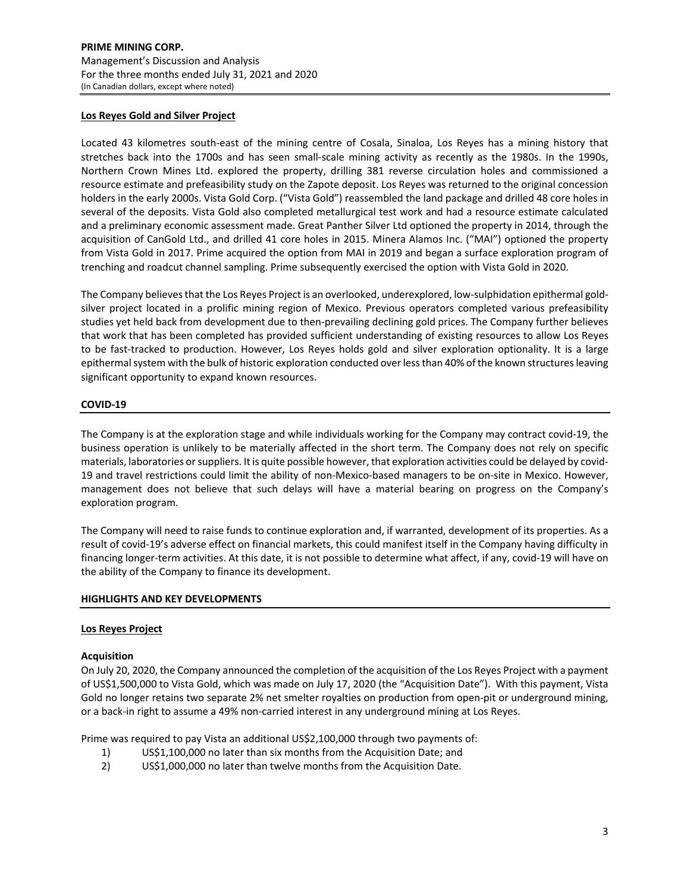## Los Reyes Gold and Silver Project

Located 43 kilometres south-east of the mining centre of Cosala, Sinaloa, Los Reyes has a mining history that stretches back into the 1700s and has seen small-scale mining activity as recently as the 1980s. In the 1990s, Northern Crown Mines Ltd. explored the property, drilling 381 reverse circulation holes and commissioned a resource estimate and prefeasibility study on the Zapote deposit. Los Reyes was returned to the original concession holders in the early 2000s. Vista Gold Corp. ("Vista Gold") reassembled the land package and drilled 48 core holes in several of the deposits. Vista Gold also completed metallurgical test work and had a resource estimate calculated and a preliminary economic assessment made. Great Panther Silver Ltd optioned the property in 2014, through the acquisition of CanGold Ltd., and drilled 41 core holes in 2015. Minera Alamos Inc. ("MAI") optioned the property from Vista Gold in 2017. Prime acquired the option from MAI in 2019 and began a surface exploration program of trenching and roadcut channel sampling. Prime subsequently exercised the option with Vista Gold in 2020.

The Company believes that the Los Reyes Project is an overlooked, underexplored, low-sulphidation epithermal gold-silver project located in a prolific mining region of Mexico. Previous operators completed various prefeasibility studies yet held back from development due to then-prevailing declining gold prices. The Company further believes that work that has been completed has provided sufficient understanding of existing resources to allow Los Reyes to be fast-tracked to production. However, Los Reyes holds gold and silver exploration optionality. It is a large epithermal system with the bulk of historic exploration conducted over less than 40% of the known structures leaving significant opportunity to expand known resources.

## COVID-19

The Company is at the exploration stage and while individuals working for the Company may contract covid-19, the business operation is unlikely to be materially affected in the short term. The Company does not rely on specific materials, laboratories or suppliers. It is quite possible however, that exploration activities could be delayed by covid-19 and travel restrictions could limit the ability of non-Mexico-based managers to be on-site in Mexico. However, management does not believe that such delays will have a material bearing on progress on the Company's exploration program.

The Company will need to raise funds to continue exploration and, if warranted, development of its properties. As a result of covid-19's adverse effect on financial markets, this could manifest itself in the Company having difficulty in financing longer-term activities. At this date, it is not possible to determine what affect, if any, covid-19 will have on the ability of the Company to finance its development.

## HIGHLIGHTS AND KEY DEVELOPMENTS

### Los Reyes Project

**Acquisition**

On July 20, 2020, the Company announced the completion of the acquisition of the Los Reyes Project with a payment of US$1,500,000 to Vista Gold, which was made on July 17, 2020 (the "Acquisition Date"). With this payment, Vista Gold no longer retains two separate 2% net smelter royalties on production from open-pit or underground mining, or a back-in right to assume a 49% non-carried interest in any underground mining at Los Reyes.

Prime was required to pay Vista an additional US$2,100,000 through two payments of:

1) US$1,100,000 no later than six months from the Acquisition Date; and
2) US$1,000,000 no later than twelve months from the Acquisition Date.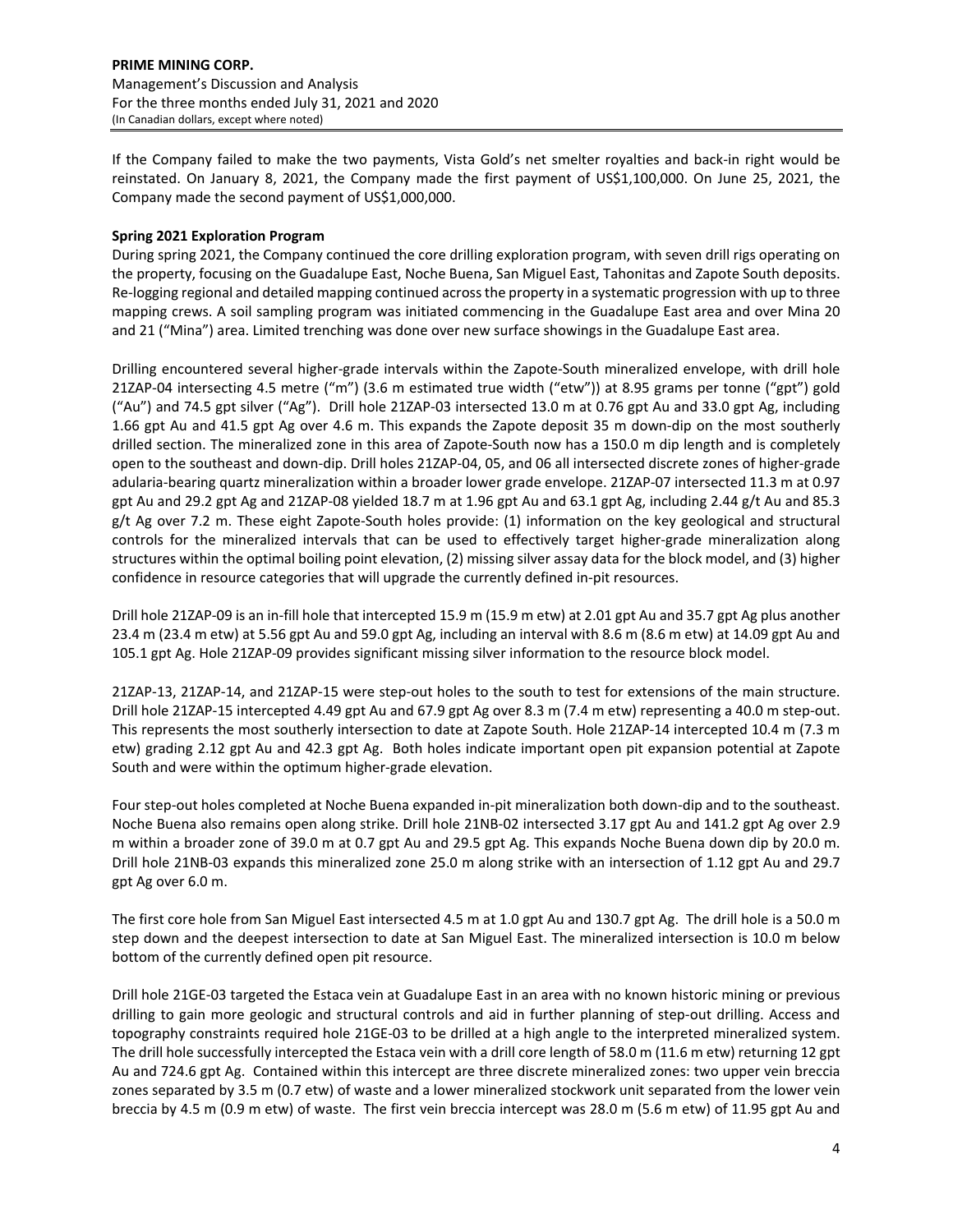If the Company failed to make the two payments, Vista Gold's net smelter royalties and back-in right would be reinstated. On January 8, 2021, the Company made the first payment of US$1,100,000. On June 25, 2021, the Company made the second payment of US$1,000,000.

**Spring 2021 Exploration Program**

During spring 2021, the Company continued the core drilling exploration program, with seven drill rigs operating on the property, focusing on the Guadalupe East, Noche Buena, San Miguel East, Tahonitas and Zapote South deposits. Re-logging regional and detailed mapping continued across the property in a systematic progression with up to three mapping crews. A soil sampling program was initiated commencing in the Guadalupe East area and over Mina 20 and 21 ("Mina") area. Limited trenching was done over new surface showings in the Guadalupe East area.

Drilling encountered several higher-grade intervals within the Zapote-South mineralized envelope, with drill hole 21ZAP-04 intersecting 4.5 metre ("m") (3.6 m estimated true width ("etw")) at 8.95 grams per tonne ("gpt") gold ("Au") and 74.5 gpt silver ("Ag"). Drill hole 21ZAP-03 intersected 13.0 m at 0.76 gpt Au and 33.0 gpt Ag, including 1.66 gpt Au and 41.5 gpt Ag over 4.6 m. This expands the Zapote deposit 35 m down-dip on the most southerly drilled section. The mineralized zone in this area of Zapote-South now has a 150.0 m dip length and is completely open to the southeast and down-dip. Drill holes 21ZAP-04, 05, and 06 all intersected discrete zones of higher-grade adularia-bearing quartz mineralization within a broader lower grade envelope. 21ZAP-07 intersected 11.3 m at 0.97 gpt Au and 29.2 gpt Ag and 21ZAP-08 yielded 18.7 m at 1.96 gpt Au and 63.1 gpt Ag, including 2.44 g/t Au and 85.3 g/t Ag over 7.2 m. These eight Zapote-South holes provide: (1) information on the key geological and structural controls for the mineralized intervals that can be used to effectively target higher-grade mineralization along structures within the optimal boiling point elevation, (2) missing silver assay data for the block model, and (3) higher confidence in resource categories that will upgrade the currently defined in-pit resources.

Drill hole 21ZAP-09 is an in-fill hole that intercepted 15.9 m (15.9 m etw) at 2.01 gpt Au and 35.7 gpt Ag plus another 23.4 m (23.4 m etw) at 5.56 gpt Au and 59.0 gpt Ag, including an interval with 8.6 m (8.6 m etw) at 14.09 gpt Au and 105.1 gpt Ag. Hole 21ZAP-09 provides significant missing silver information to the resource block model.

21ZAP-13, 21ZAP-14, and 21ZAP-15 were step-out holes to the south to test for extensions of the main structure. Drill hole 21ZAP-15 intercepted 4.49 gpt Au and 67.9 gpt Ag over 8.3 m (7.4 m etw) representing a 40.0 m step-out. This represents the most southerly intersection to date at Zapote South. Hole 21ZAP-14 intercepted 10.4 m (7.3 m etw) grading 2.12 gpt Au and 42.3 gpt Ag. Both holes indicate important open pit expansion potential at Zapote South and were within the optimum higher-grade elevation.

Four step-out holes completed at Noche Buena expanded in-pit mineralization both down-dip and to the southeast. Noche Buena also remains open along strike. Drill hole 21NB-02 intersected 3.17 gpt Au and 141.2 gpt Ag over 2.9 m within a broader zone of 39.0 m at 0.7 gpt Au and 29.5 gpt Ag. This expands Noche Buena down dip by 20.0 m. Drill hole 21NB-03 expands this mineralized zone 25.0 m along strike with an intersection of 1.12 gpt Au and 29.7 gpt Ag over 6.0 m.

The first core hole from San Miguel East intersected 4.5 m at 1.0 gpt Au and 130.7 gpt Ag. The drill hole is a 50.0 m step down and the deepest intersection to date at San Miguel East. The mineralized intersection is 10.0 m below bottom of the currently defined open pit resource.

Drill hole 21GE-03 targeted the Estaca vein at Guadalupe East in an area with no known historic mining or previous drilling to gain more geologic and structural controls and aid in further planning of step-out drilling. Access and topography constraints required hole 21GE-03 to be drilled at a high angle to the interpreted mineralized system. The drill hole successfully intercepted the Estaca vein with a drill core length of 58.0 m (11.6 m etw) returning 12 gpt Au and 724.6 gpt Ag. Contained within this intercept are three discrete mineralized zones: two upper vein breccia zones separated by 3.5 m (0.7 etw) of waste and a lower mineralized stockwork unit separated from the lower vein breccia by 4.5 m (0.9 m etw) of waste. The first vein breccia intercept was 28.0 m (5.6 m etw) of 11.95 gpt Au and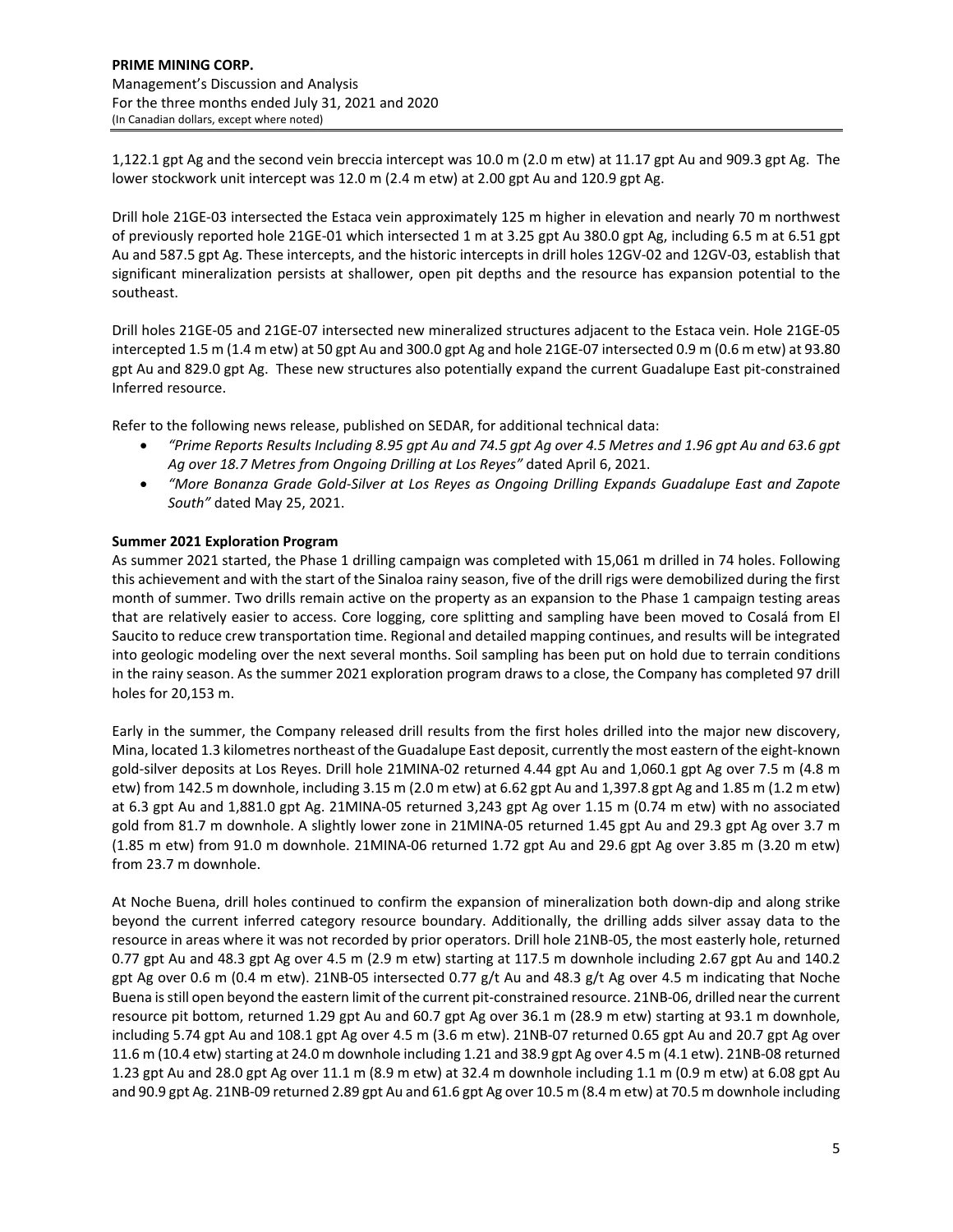1,122.1 gpt Ag and the second vein breccia intercept was 10.0 m (2.0 m etw) at 11.17 gpt Au and 909.3 gpt Ag. The lower stockwork unit intercept was 12.0 m (2.4 m etw) at 2.00 gpt Au and 120.9 gpt Ag.

Drill hole 21GE-03 intersected the Estaca vein approximately 125 m higher in elevation and nearly 70 m northwest of previously reported hole 21GE-01 which intersected 1 m at 3.25 gpt Au 380.0 gpt Ag, including 6.5 m at 6.51 gpt Au and 587.5 gpt Ag. These intercepts, and the historic intercepts in drill holes 12GV-02 and 12GV-03, establish that significant mineralization persists at shallower, open pit depths and the resource has expansion potential to the southeast.

Drill holes 21GE-05 and 21GE-07 intersected new mineralized structures adjacent to the Estaca vein. Hole 21GE-05 intercepted 1.5 m (1.4 m etw) at 50 gpt Au and 300.0 gpt Ag and hole 21GE-07 intersected 0.9 m (0.6 m etw) at 93.80 gpt Au and 829.0 gpt Ag. These new structures also potentially expand the current Guadalupe East pit-constrained Inferred resource.

Refer to the following news release, published on SEDAR, for additional technical data:

- *"Prime Reports Results Including 8.95 gpt Au and 74.5 gpt Ag over 4.5 Metres and 1.96 gpt Au and 63.6 gpt Ag over 18.7 Metres from Ongoing Drilling at Los Reyes"* dated April 6, 2021.
- *"More Bonanza Grade Gold-Silver at Los Reyes as Ongoing Drilling Expands Guadalupe East and Zapote South"* dated May 25, 2021.

**Summer 2021 Exploration Program**

As summer 2021 started, the Phase 1 drilling campaign was completed with 15,061 m drilled in 74 holes. Following this achievement and with the start of the Sinaloa rainy season, five of the drill rigs were demobilized during the first month of summer. Two drills remain active on the property as an expansion to the Phase 1 campaign testing areas that are relatively easier to access. Core logging, core splitting and sampling have been moved to Cosalá from El Saucito to reduce crew transportation time. Regional and detailed mapping continues, and results will be integrated into geologic modeling over the next several months. Soil sampling has been put on hold due to terrain conditions in the rainy season. As the summer 2021 exploration program draws to a close, the Company has completed 97 drill holes for 20,153 m.

Early in the summer, the Company released drill results from the first holes drilled into the major new discovery, Mina, located 1.3 kilometres northeast of the Guadalupe East deposit, currently the most eastern of the eight-known gold-silver deposits at Los Reyes. Drill hole 21MINA-02 returned 4.44 gpt Au and 1,060.1 gpt Ag over 7.5 m (4.8 m etw) from 142.5 m downhole, including 3.15 m (2.0 m etw) at 6.62 gpt Au and 1,397.8 gpt Ag and 1.85 m (1.2 m etw) at 6.3 gpt Au and 1,881.0 gpt Ag. 21MINA-05 returned 3,243 gpt Ag over 1.15 m (0.74 m etw) with no associated gold from 81.7 m downhole. A slightly lower zone in 21MINA-05 returned 1.45 gpt Au and 29.3 gpt Ag over 3.7 m (1.85 m etw) from 91.0 m downhole. 21MINA-06 returned 1.72 gpt Au and 29.6 gpt Ag over 3.85 m (3.20 m etw) from 23.7 m downhole.

At Noche Buena, drill holes continued to confirm the expansion of mineralization both down-dip and along strike beyond the current inferred category resource boundary. Additionally, the drilling adds silver assay data to the resource in areas where it was not recorded by prior operators. Drill hole 21NB-05, the most easterly hole, returned 0.77 gpt Au and 48.3 gpt Ag over 4.5 m (2.9 m etw) starting at 117.5 m downhole including 2.67 gpt Au and 140.2 gpt Ag over 0.6 m (0.4 m etw). 21NB-05 intersected 0.77 g/t Au and 48.3 g/t Ag over 4.5 m indicating that Noche Buena is still open beyond the eastern limit of the current pit-constrained resource. 21NB-06, drilled near the current resource pit bottom, returned 1.29 gpt Au and 60.7 gpt Ag over 36.1 m (28.9 m etw) starting at 93.1 m downhole, including 5.74 gpt Au and 108.1 gpt Ag over 4.5 m (3.6 m etw). 21NB-07 returned 0.65 gpt Au and 20.7 gpt Ag over 11.6 m (10.4 etw) starting at 24.0 m downhole including 1.21 and 38.9 gpt Ag over 4.5 m (4.1 etw). 21NB-08 returned 1.23 gpt Au and 28.0 gpt Ag over 11.1 m (8.9 m etw) at 32.4 m downhole including 1.1 m (0.9 m etw) at 6.08 gpt Au and 90.9 gpt Ag. 21NB-09 returned 2.89 gpt Au and 61.6 gpt Ag over 10.5 m (8.4 m etw) at 70.5 m downhole including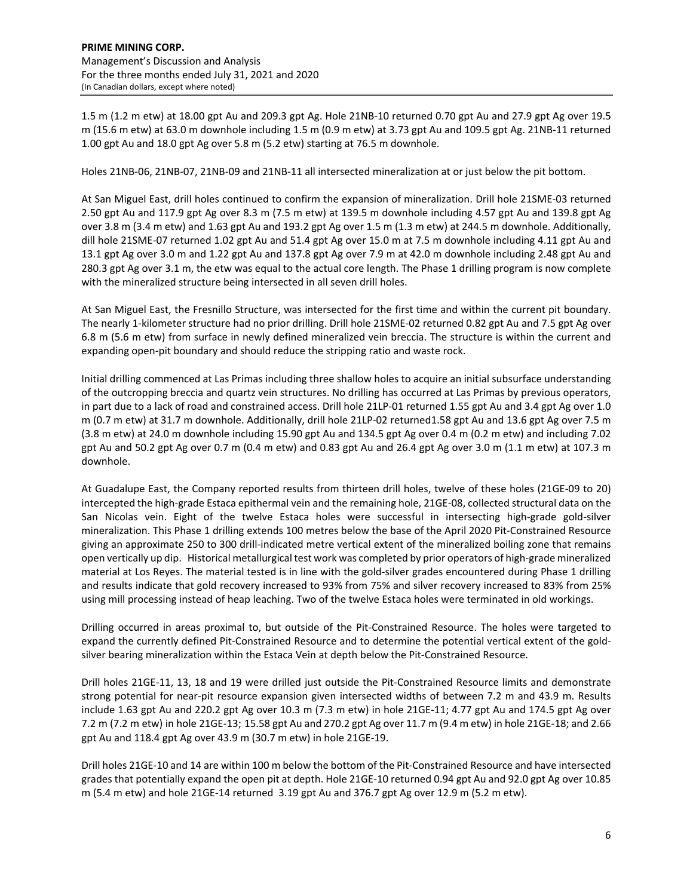1.5 m (1.2 m etw) at 18.00 gpt Au and 209.3 gpt Ag. Hole 21NB-10 returned 0.70 gpt Au and 27.9 gpt Ag over 19.5 m (15.6 m etw) at 63.0 m downhole including 1.5 m (0.9 m etw) at 3.73 gpt Au and 109.5 gpt Ag. 21NB-11 returned 1.00 gpt Au and 18.0 gpt Ag over 5.8 m (5.2 etw) starting at 76.5 m downhole.

Holes 21NB-06, 21NB-07, 21NB-09 and 21NB-11 all intersected mineralization at or just below the pit bottom.

At San Miguel East, drill holes continued to confirm the expansion of mineralization. Drill hole 21SME-03 returned 2.50 gpt Au and 117.9 gpt Ag over 8.3 m (7.5 m etw) at 139.5 m downhole including 4.57 gpt Au and 139.8 gpt Ag over 3.8 m (3.4 m etw) and 1.63 gpt Au and 193.2 gpt Ag over 1.5 m (1.3 m etw) at 244.5 m downhole. Additionally, dill hole 21SME-07 returned 1.02 gpt Au and 51.4 gpt Ag over 15.0 m at 7.5 m downhole including 4.11 gpt Au and 13.1 gpt Ag over 3.0 m and 1.22 gpt Au and 137.8 gpt Ag over 7.9 m at 42.0 m downhole including 2.48 gpt Au and 280.3 gpt Ag over 3.1 m, the etw was equal to the actual core length. The Phase 1 drilling program is now complete with the mineralized structure being intersected in all seven drill holes.

At San Miguel East, the Fresnillo Structure, was intersected for the first time and within the current pit boundary. The nearly 1-kilometer structure had no prior drilling. Drill hole 21SME-02 returned 0.82 gpt Au and 7.5 gpt Ag over 6.8 m (5.6 m etw) from surface in newly defined mineralized vein breccia. The structure is within the current and expanding open-pit boundary and should reduce the stripping ratio and waste rock.

Initial drilling commenced at Las Primas including three shallow holes to acquire an initial subsurface understanding of the outcropping breccia and quartz vein structures. No drilling has occurred at Las Primas by previous operators, in part due to a lack of road and constrained access. Drill hole 21LP-01 returned 1.55 gpt Au and 3.4 gpt Ag over 1.0 m (0.7 m etw) at 31.7 m downhole. Additionally, drill hole 21LP-02 returned1.58 gpt Au and 13.6 gpt Ag over 7.5 m (3.8 m etw) at 24.0 m downhole including 15.90 gpt Au and 134.5 gpt Ag over 0.4 m (0.2 m etw) and including 7.02 gpt Au and 50.2 gpt Ag over 0.7 m (0.4 m etw) and 0.83 gpt Au and 26.4 gpt Ag over 3.0 m (1.1 m etw) at 107.3 m downhole.

At Guadalupe East, the Company reported results from thirteen drill holes, twelve of these holes (21GE-09 to 20) intercepted the high-grade Estaca epithermal vein and the remaining hole, 21GE-08, collected structural data on the San Nicolas vein. Eight of the twelve Estaca holes were successful in intersecting high-grade gold-silver mineralization. This Phase 1 drilling extends 100 metres below the base of the April 2020 Pit-Constrained Resource giving an approximate 250 to 300 drill-indicated metre vertical extent of the mineralized boiling zone that remains open vertically up dip. Historical metallurgical test work was completed by prior operators of high-grade mineralized material at Los Reyes. The material tested is in line with the gold-silver grades encountered during Phase 1 drilling and results indicate that gold recovery increased to 93% from 75% and silver recovery increased to 83% from 25% using mill processing instead of heap leaching. Two of the twelve Estaca holes were terminated in old workings.

Drilling occurred in areas proximal to, but outside of the Pit-Constrained Resource. The holes were targeted to expand the currently defined Pit-Constrained Resource and to determine the potential vertical extent of the gold-silver bearing mineralization within the Estaca Vein at depth below the Pit-Constrained Resource.

Drill holes 21GE-11, 13, 18 and 19 were drilled just outside the Pit-Constrained Resource limits and demonstrate strong potential for near-pit resource expansion given intersected widths of between 7.2 m and 43.9 m. Results include 1.63 gpt Au and 220.2 gpt Ag over 10.3 m (7.3 m etw) in hole 21GE-11; 4.77 gpt Au and 174.5 gpt Ag over 7.2 m (7.2 m etw) in hole 21GE-13; 15.58 gpt Au and 270.2 gpt Ag over 11.7 m (9.4 m etw) in hole 21GE-18; and 2.66 gpt Au and 118.4 gpt Ag over 43.9 m (30.7 m etw) in hole 21GE-19.

Drill holes 21GE-10 and 14 are within 100 m below the bottom of the Pit-Constrained Resource and have intersected grades that potentially expand the open pit at depth. Hole 21GE-10 returned 0.94 gpt Au and 92.0 gpt Ag over 10.85 m (5.4 m etw) and hole 21GE-14 returned 3.19 gpt Au and 376.7 gpt Ag over 12.9 m (5.2 m etw).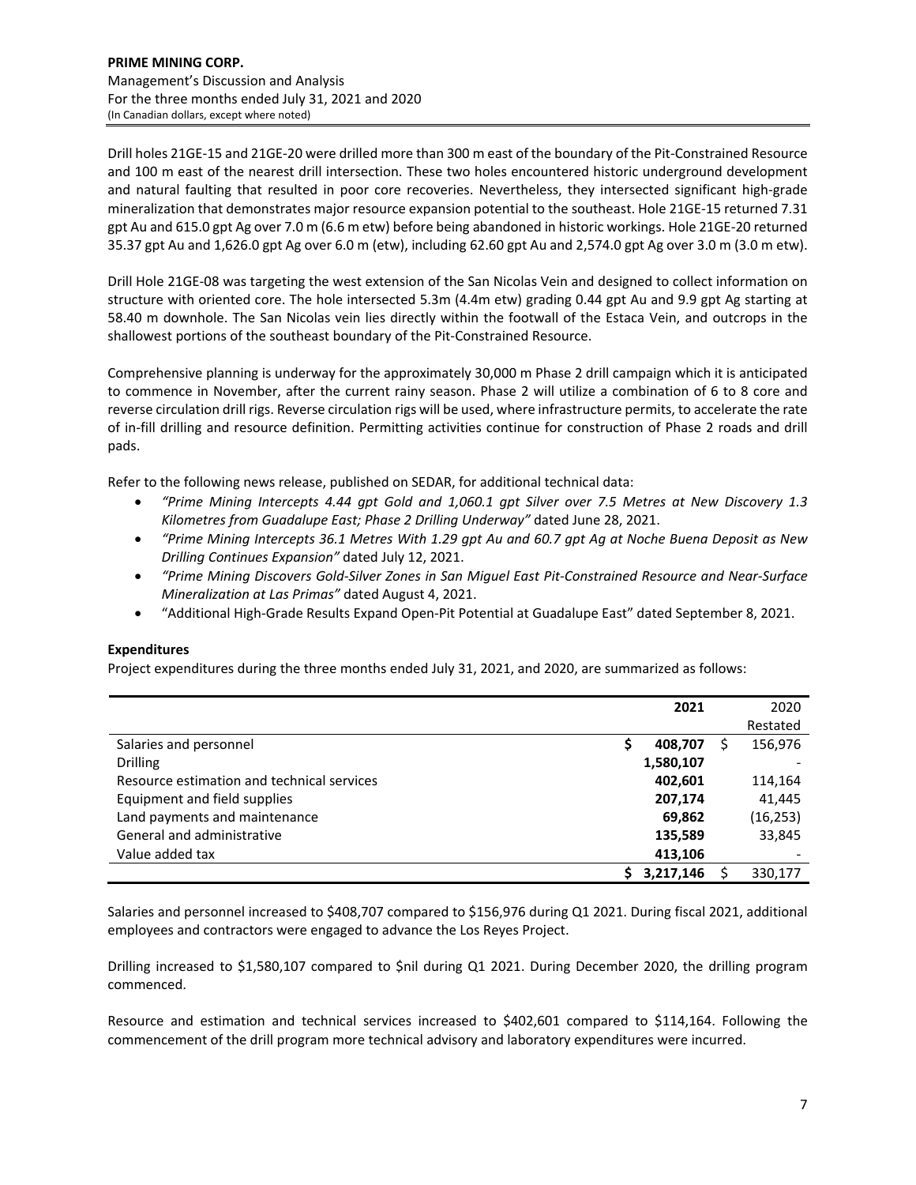Drill holes 21GE-15 and 21GE-20 were drilled more than 300 m east of the boundary of the Pit-Constrained Resource and 100 m east of the nearest drill intersection. These two holes encountered historic underground development and natural faulting that resulted in poor core recoveries. Nevertheless, they intersected significant high-grade mineralization that demonstrates major resource expansion potential to the southeast. Hole 21GE-15 returned 7.31 gpt Au and 615.0 gpt Ag over 7.0 m (6.6 m etw) before being abandoned in historic workings. Hole 21GE-20 returned 35.37 gpt Au and 1,626.0 gpt Ag over 6.0 m (etw), including 62.60 gpt Au and 2,574.0 gpt Ag over 3.0 m (3.0 m etw).

Drill Hole 21GE-08 was targeting the west extension of the San Nicolas Vein and designed to collect information on structure with oriented core. The hole intersected 5.3m (4.4m etw) grading 0.44 gpt Au and 9.9 gpt Ag starting at 58.40 m downhole. The San Nicolas vein lies directly within the footwall of the Estaca Vein, and outcrops in the shallowest portions of the southeast boundary of the Pit-Constrained Resource.

Comprehensive planning is underway for the approximately 30,000 m Phase 2 drill campaign which it is anticipated to commence in November, after the current rainy season. Phase 2 will utilize a combination of 6 to 8 core and reverse circulation drill rigs. Reverse circulation rigs will be used, where infrastructure permits, to accelerate the rate of in-fill drilling and resource definition. Permitting activities continue for construction of Phase 2 roads and drill pads.

Refer to the following news release, published on SEDAR, for additional technical data:

- *"Prime Mining Intercepts 4.44 gpt Gold and 1,060.1 gpt Silver over 7.5 Metres at New Discovery 1.3 Kilometres from Guadalupe East; Phase 2 Drilling Underway"* dated June 28, 2021.
- *"Prime Mining Intercepts 36.1 Metres With 1.29 gpt Au and 60.7 gpt Ag at Noche Buena Deposit as New Drilling Continues Expansion"* dated July 12, 2021.
- *"Prime Mining Discovers Gold-Silver Zones in San Miguel East Pit-Constrained Resource and Near-Surface Mineralization at Las Primas"* dated August 4, 2021.
- "Additional High-Grade Results Expand Open-Pit Potential at Guadalupe East" dated September 8, 2021.

**Expenditures**

Project expenditures during the three months ended July 31, 2021, and 2020, are summarized as follows:

| | **2021** | 2020 Restated |
|---|---|---|
| Salaries and personnel | **$ 408,707** | $ 156,976 |
| Drilling | **1,580,107** | - |
| Resource estimation and technical services | **402,601** | 114,164 |
| Equipment and field supplies | **207,174** | 41,445 |
| Land payments and maintenance | **69,862** | (16,253) |
| General and administrative | **135,589** | 33,845 |
| Value added tax | **413,106** | - |
| | **$ 3,217,146** | $ 330,177 |

Salaries and personnel increased to $408,707 compared to $156,976 during Q1 2021. During fiscal 2021, additional employees and contractors were engaged to advance the Los Reyes Project.

Drilling increased to $1,580,107 compared to $nil during Q1 2021. During December 2020, the drilling program commenced.

Resource and estimation and technical services increased to $402,601 compared to $114,164. Following the commencement of the drill program more technical advisory and laboratory expenditures were incurred.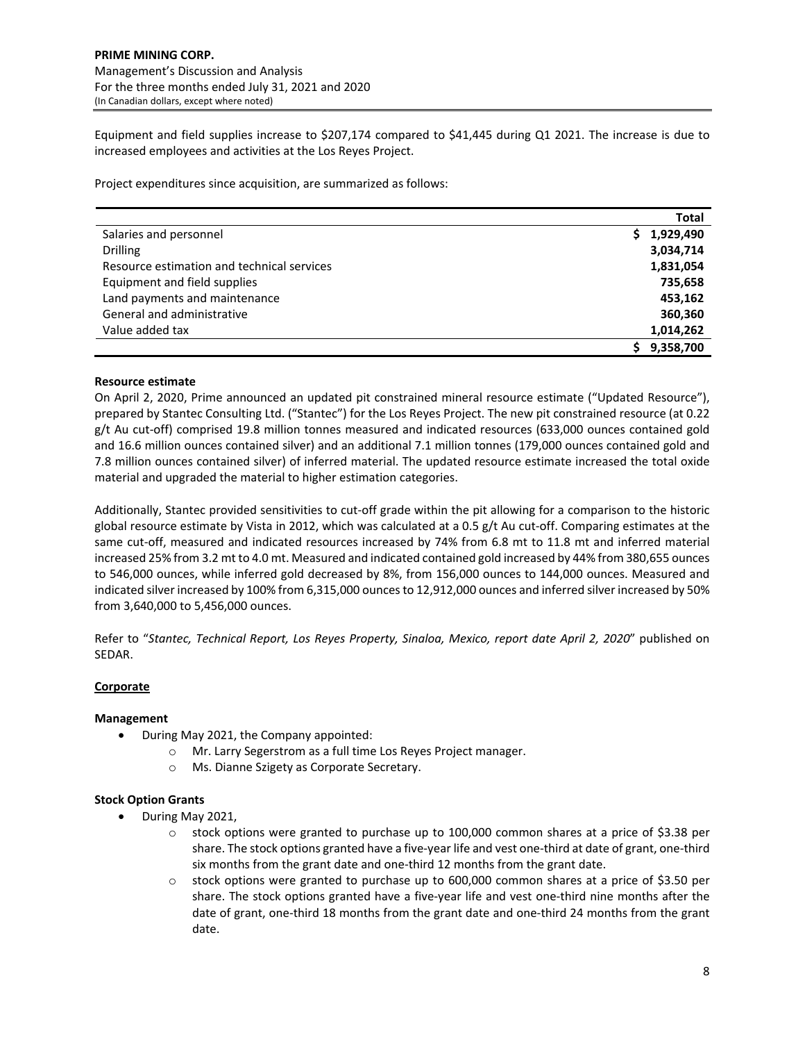Equipment and field supplies increase to $207,174 compared to $41,445 during Q1 2021. The increase is due to increased employees and activities at the Los Reyes Project.

Project expenditures since acquisition, are summarized as follows:

| | Total |
|---|---|
| Salaries and personnel | $ 1,929,490 |
| Drilling | 3,034,714 |
| Resource estimation and technical services | 1,831,054 |
| Equipment and field supplies | 735,658 |
| Land payments and maintenance | 453,162 |
| General and administrative | 360,360 |
| Value added tax | 1,014,262 |
| | $ 9,358,700 |

**Resource estimate**

On April 2, 2020, Prime announced an updated pit constrained mineral resource estimate ("Updated Resource"), prepared by Stantec Consulting Ltd. ("Stantec") for the Los Reyes Project. The new pit constrained resource (at 0.22 g/t Au cut-off) comprised 19.8 million tonnes measured and indicated resources (633,000 ounces contained gold and 16.6 million ounces contained silver) and an additional 7.1 million tonnes (179,000 ounces contained gold and 7.8 million ounces contained silver) of inferred material. The updated resource estimate increased the total oxide material and upgraded the material to higher estimation categories.

Additionally, Stantec provided sensitivities to cut-off grade within the pit allowing for a comparison to the historic global resource estimate by Vista in 2012, which was calculated at a 0.5 g/t Au cut-off. Comparing estimates at the same cut-off, measured and indicated resources increased by 74% from 6.8 mt to 11.8 mt and inferred material increased 25% from 3.2 mt to 4.0 mt. Measured and indicated contained gold increased by 44% from 380,655 ounces to 546,000 ounces, while inferred gold decreased by 8%, from 156,000 ounces to 144,000 ounces. Measured and indicated silver increased by 100% from 6,315,000 ounces to 12,912,000 ounces and inferred silver increased by 50% from 3,640,000 to 5,456,000 ounces.

Refer to "*Stantec, Technical Report, Los Reyes Property, Sinaloa, Mexico, report date April 2, 2020*" published on SEDAR.

**Corporate**

**Management**

- During May 2021, the Company appointed:
  - Mr. Larry Segerstrom as a full time Los Reyes Project manager.
  - Ms. Dianne Szigety as Corporate Secretary.

**Stock Option Grants**

- During May 2021,
  - stock options were granted to purchase up to 100,000 common shares at a price of $3.38 per share. The stock options granted have a five-year life and vest one-third at date of grant, one-third six months from the grant date and one-third 12 months from the grant date.
  - stock options were granted to purchase up to 600,000 common shares at a price of $3.50 per share. The stock options granted have a five-year life and vest one-third nine months after the date of grant, one-third 18 months from the grant date and one-third 24 months from the grant date.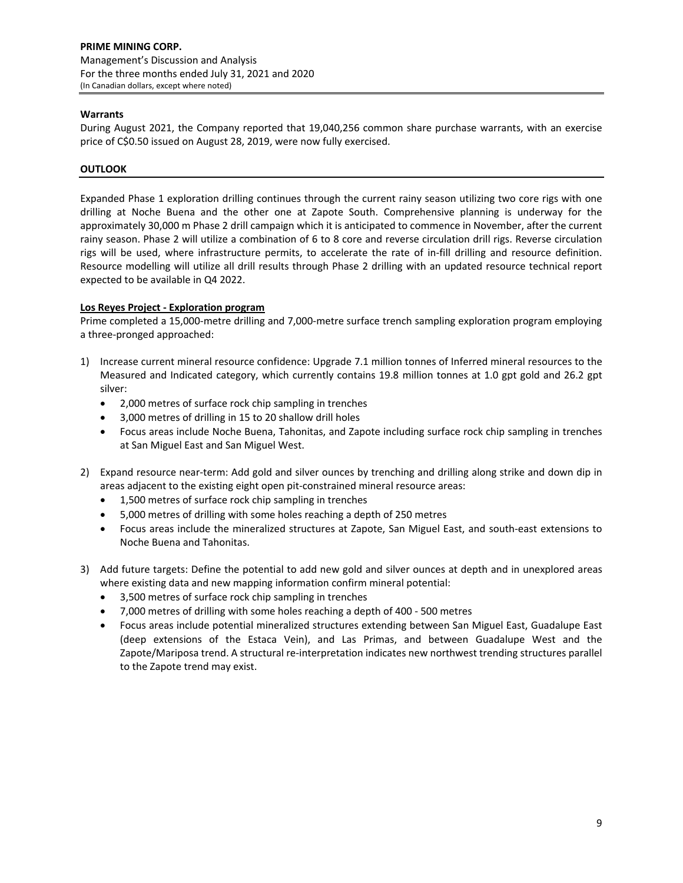**Warrants**

During August 2021, the Company reported that 19,040,256 common share purchase warrants, with an exercise price of C$0.50 issued on August 28, 2019, were now fully exercised.

## OUTLOOK

Expanded Phase 1 exploration drilling continues through the current rainy season utilizing two core rigs with one drilling at Noche Buena and the other one at Zapote South. Comprehensive planning is underway for the approximately 30,000 m Phase 2 drill campaign which it is anticipated to commence in November, after the current rainy season. Phase 2 will utilize a combination of 6 to 8 core and reverse circulation drill rigs. Reverse circulation rigs will be used, where infrastructure permits, to accelerate the rate of in-fill drilling and resource definition. Resource modelling will utilize all drill results through Phase 2 drilling with an updated resource technical report expected to be available in Q4 2022.

### Los Reyes Project - Exploration program

Prime completed a 15,000-metre drilling and 7,000-metre surface trench sampling exploration program employing a three-pronged approached:

1) Increase current mineral resource confidence: Upgrade 7.1 million tonnes of Inferred mineral resources to the Measured and Indicated category, which currently contains 19.8 million tonnes at 1.0 gpt gold and 26.2 gpt silver:
    - 2,000 metres of surface rock chip sampling in trenches
    - 3,000 metres of drilling in 15 to 20 shallow drill holes
    - Focus areas include Noche Buena, Tahonitas, and Zapote including surface rock chip sampling in trenches at San Miguel East and San Miguel West.

2) Expand resource near-term: Add gold and silver ounces by trenching and drilling along strike and down dip in areas adjacent to the existing eight open pit-constrained mineral resource areas:
    - 1,500 metres of surface rock chip sampling in trenches
    - 5,000 metres of drilling with some holes reaching a depth of 250 metres
    - Focus areas include the mineralized structures at Zapote, San Miguel East, and south-east extensions to Noche Buena and Tahonitas.

3) Add future targets: Define the potential to add new gold and silver ounces at depth and in unexplored areas where existing data and new mapping information confirm mineral potential:
    - 3,500 metres of surface rock chip sampling in trenches
    - 7,000 metres of drilling with some holes reaching a depth of 400 - 500 metres
    - Focus areas include potential mineralized structures extending between San Miguel East, Guadalupe East (deep extensions of the Estaca Vein), and Las Primas, and between Guadalupe West and the Zapote/Mariposa trend. A structural re-interpretation indicates new northwest trending structures parallel to the Zapote trend may exist.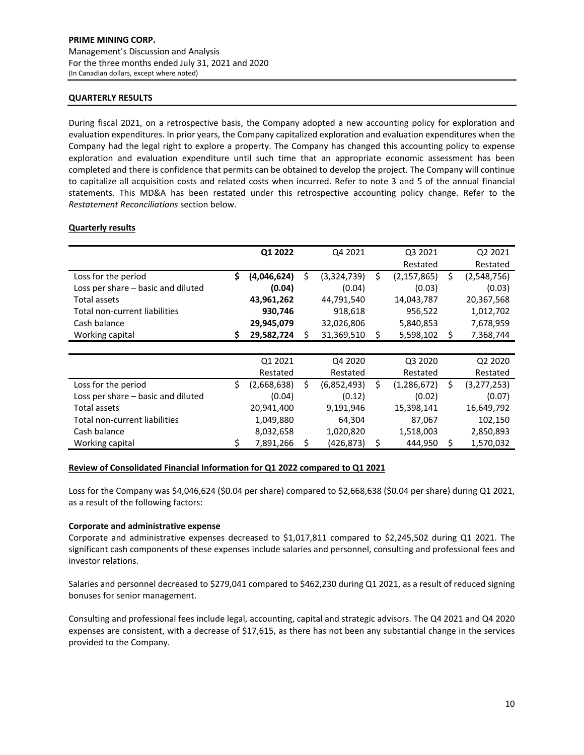## QUARTERLY RESULTS

During fiscal 2021, on a retrospective basis, the Company adopted a new accounting policy for exploration and evaluation expenditures. In prior years, the Company capitalized exploration and evaluation expenditures when the Company had the legal right to explore a property. The Company has changed this accounting policy to expense exploration and evaluation expenditure until such time that an appropriate economic assessment has been completed and there is confidence that permits can be obtained to develop the project. The Company will continue to capitalize all acquisition costs and related costs when incurred. Refer to note 3 and 5 of the annual financial statements. This MD&A has been restated under this retrospective accounting policy change. Refer to the *Restatement Reconciliations* section below.

### Quarterly results

| | **Q1 2022** | Q4 2021 | Q3 2021 Restated | Q2 2021 Restated |
|---|---|---|---|---|
| Loss for the period | **$ (4,046,624)** | $ (3,324,739) | $ (2,157,865) | $ (2,548,756) |
| Loss per share – basic and diluted | **(0.04)** | (0.04) | (0.03) | (0.03) |
| Total assets | **43,961,262** | 44,791,540 | 14,043,787 | 20,367,568 |
| Total non-current liabilities | **930,746** | 918,618 | 956,522 | 1,012,702 |
| Cash balance | **29,945,079** | 32,026,806 | 5,840,853 | 7,678,959 |
| Working capital | **$ 29,582,724** | $ 31,369,510 | $ 5,598,102 | $ 7,368,744 |

| | Q1 2021 Restated | Q4 2020 Restated | Q3 2020 Restated | Q2 2020 Restated |
|---|---|---|---|---|
| Loss for the period | $ (2,668,638) | $ (6,852,493) | $ (1,286,672) | $ (3,277,253) |
| Loss per share – basic and diluted | (0.04) | (0.12) | (0.02) | (0.07) |
| Total assets | 20,941,400 | 9,191,946 | 15,398,141 | 16,649,792 |
| Total non-current liabilities | 1,049,880 | 64,304 | 87,067 | 102,150 |
| Cash balance | 8,032,658 | 1,020,820 | 1,518,003 | 2,850,893 |
| Working capital | $ 7,891,266 | $ (426,873) | $ 444,950 | $ 1,570,032 |

### Review of Consolidated Financial Information for Q1 2022 compared to Q1 2021

Loss for the Company was $4,046,624 ($0.04 per share) compared to $2,668,638 ($0.04 per share) during Q1 2021, as a result of the following factors:

**Corporate and administrative expense**

Corporate and administrative expenses decreased to $1,017,811 compared to $2,245,502 during Q1 2021. The significant cash components of these expenses include salaries and personnel, consulting and professional fees and investor relations.

Salaries and personnel decreased to $279,041 compared to $462,230 during Q1 2021, as a result of reduced signing bonuses for senior management.

Consulting and professional fees include legal, accounting, capital and strategic advisors. The Q4 2021 and Q4 2020 expenses are consistent, with a decrease of $17,615, as there has not been any substantial change in the services provided to the Company.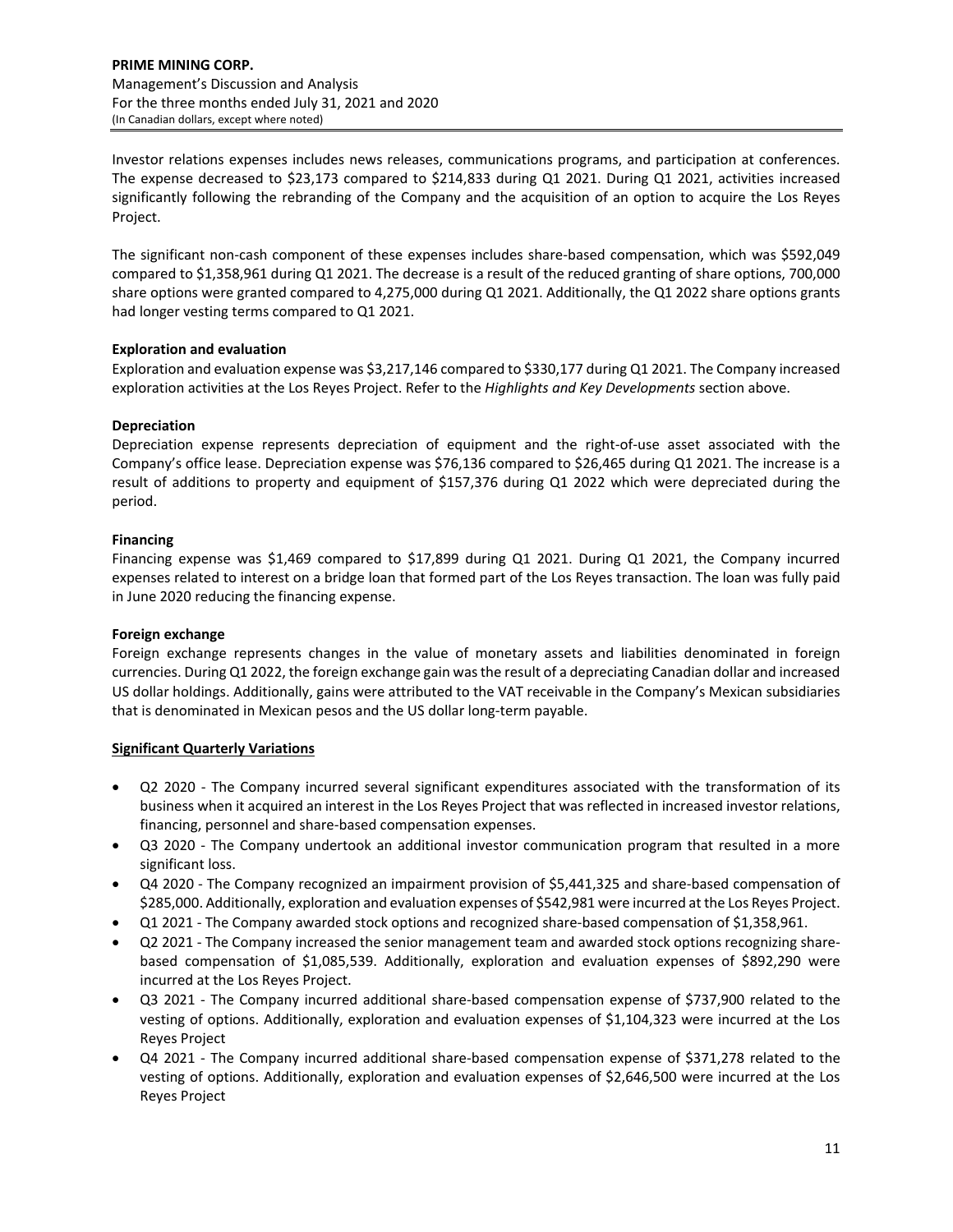Investor relations expenses includes news releases, communications programs, and participation at conferences. The expense decreased to $23,173 compared to $214,833 during Q1 2021. During Q1 2021, activities increased significantly following the rebranding of the Company and the acquisition of an option to acquire the Los Reyes Project.

The significant non-cash component of these expenses includes share-based compensation, which was $592,049 compared to $1,358,961 during Q1 2021. The decrease is a result of the reduced granting of share options, 700,000 share options were granted compared to 4,275,000 during Q1 2021. Additionally, the Q1 2022 share options grants had longer vesting terms compared to Q1 2021.

**Exploration and evaluation**

Exploration and evaluation expense was $3,217,146 compared to $330,177 during Q1 2021. The Company increased exploration activities at the Los Reyes Project. Refer to the *Highlights and Key Developments* section above.

**Depreciation**

Depreciation expense represents depreciation of equipment and the right-of-use asset associated with the Company's office lease. Depreciation expense was $76,136 compared to $26,465 during Q1 2021. The increase is a result of additions to property and equipment of $157,376 during Q1 2022 which were depreciated during the period.

**Financing**

Financing expense was $1,469 compared to $17,899 during Q1 2021. During Q1 2021, the Company incurred expenses related to interest on a bridge loan that formed part of the Los Reyes transaction. The loan was fully paid in June 2020 reducing the financing expense.

**Foreign exchange**

Foreign exchange represents changes in the value of monetary assets and liabilities denominated in foreign currencies. During Q1 2022, the foreign exchange gain was the result of a depreciating Canadian dollar and increased US dollar holdings. Additionally, gains were attributed to the VAT receivable in the Company's Mexican subsidiaries that is denominated in Mexican pesos and the US dollar long-term payable.

**<u>Significant Quarterly Variations</u>**

- Q2 2020 - The Company incurred several significant expenditures associated with the transformation of its business when it acquired an interest in the Los Reyes Project that was reflected in increased investor relations, financing, personnel and share-based compensation expenses.
- Q3 2020 - The Company undertook an additional investor communication program that resulted in a more significant loss.
- Q4 2020 - The Company recognized an impairment provision of $5,441,325 and share-based compensation of $285,000. Additionally, exploration and evaluation expenses of $542,981 were incurred at the Los Reyes Project.
- Q1 2021 - The Company awarded stock options and recognized share-based compensation of $1,358,961.
- Q2 2021 - The Company increased the senior management team and awarded stock options recognizing share-based compensation of $1,085,539. Additionally, exploration and evaluation expenses of $892,290 were incurred at the Los Reyes Project.
- Q3 2021 - The Company incurred additional share-based compensation expense of $737,900 related to the vesting of options. Additionally, exploration and evaluation expenses of $1,104,323 were incurred at the Los Reyes Project
- Q4 2021 - The Company incurred additional share-based compensation expense of $371,278 related to the vesting of options. Additionally, exploration and evaluation expenses of $2,646,500 were incurred at the Los Reyes Project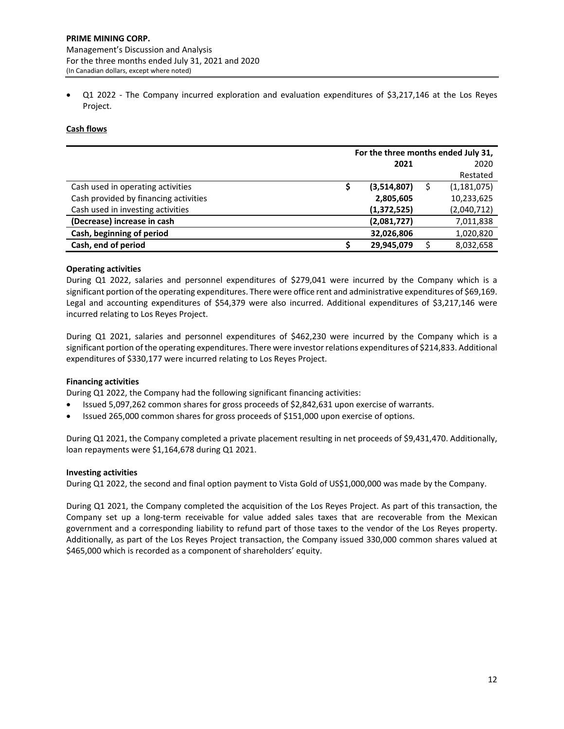- Q1 2022 - The Company incurred exploration and evaluation expenditures of $3,217,146 at the Los Reyes Project.

## Cash flows

| | | For the three months ended July 31, | | |
|---|---|---|---|---|
| | | 2021 | | 2020 |
| | | | | Restated |
| Cash used in operating activities | $ | (3,514,807) | $ | (1,181,075) |
| Cash provided by financing activities | | 2,805,605 | | 10,233,625 |
| Cash used in investing activities | | (1,372,525) | | (2,040,712) |
| **(Decrease) increase in cash** | | **(2,081,727)** | | 7,011,838 |
| **Cash, beginning of period** | | **32,026,806** | | 1,020,820 |
| **Cash, end of period** | **$** | **29,945,079** | $ | 8,032,658 |

### Operating activities

During Q1 2022, salaries and personnel expenditures of $279,041 were incurred by the Company which is a significant portion of the operating expenditures. There were office rent and administrative expenditures of $69,169. Legal and accounting expenditures of $54,379 were also incurred. Additional expenditures of $3,217,146 were incurred relating to Los Reyes Project.

During Q1 2021, salaries and personnel expenditures of $462,230 were incurred by the Company which is a significant portion of the operating expenditures. There were investor relations expenditures of $214,833. Additional expenditures of $330,177 were incurred relating to Los Reyes Project.

### Financing activities

During Q1 2022, the Company had the following significant financing activities:

- Issued 5,097,262 common shares for gross proceeds of $2,842,631 upon exercise of warrants.
- Issued 265,000 common shares for gross proceeds of $151,000 upon exercise of options.

During Q1 2021, the Company completed a private placement resulting in net proceeds of $9,431,470. Additionally, loan repayments were $1,164,678 during Q1 2021.

### Investing activities

During Q1 2022, the second and final option payment to Vista Gold of US$1,000,000 was made by the Company.

During Q1 2021, the Company completed the acquisition of the Los Reyes Project. As part of this transaction, the Company set up a long-term receivable for value added sales taxes that are recoverable from the Mexican government and a corresponding liability to refund part of those taxes to the vendor of the Los Reyes property. Additionally, as part of the Los Reyes Project transaction, the Company issued 330,000 common shares valued at $465,000 which is recorded as a component of shareholders' equity.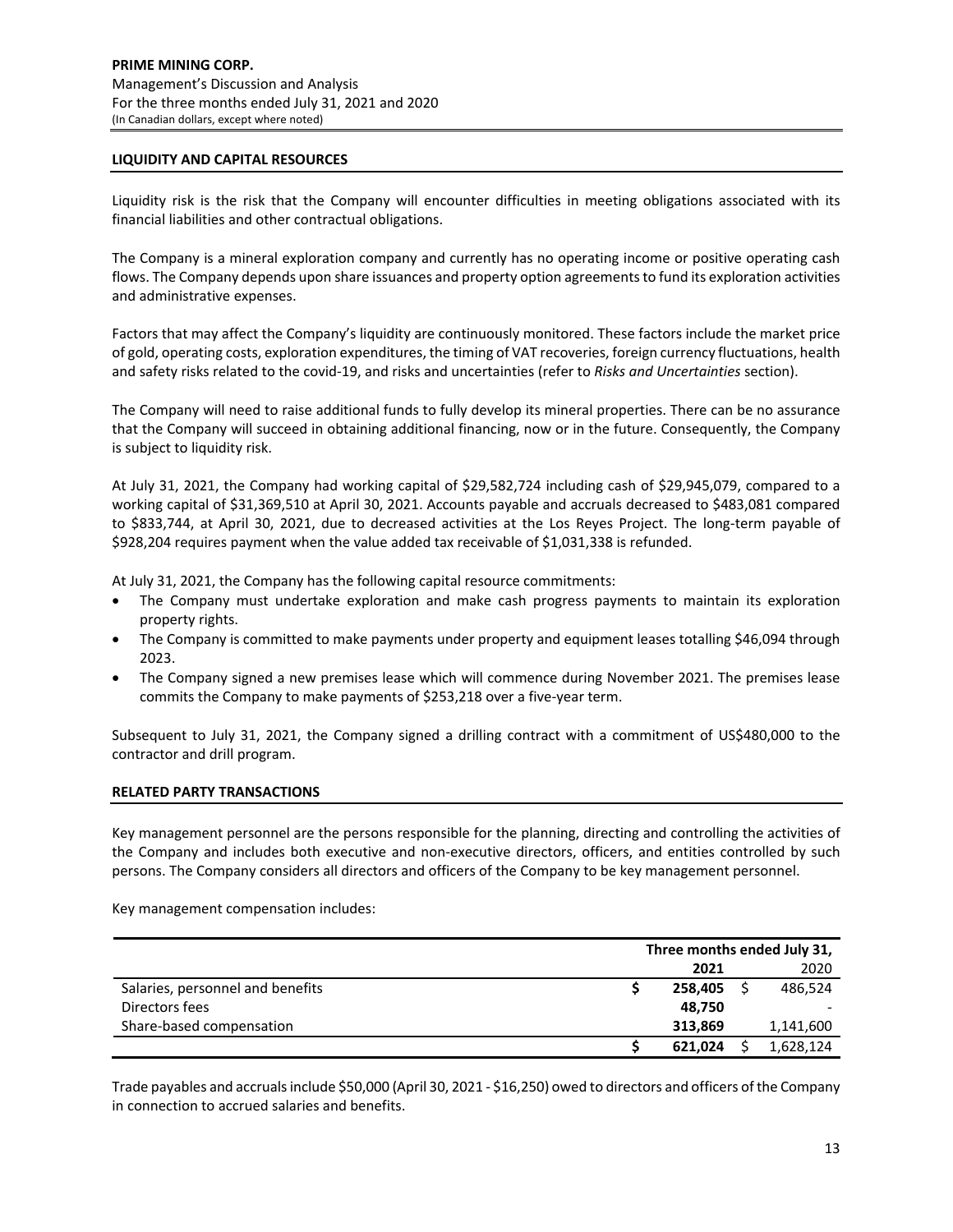## LIQUIDITY AND CAPITAL RESOURCES

Liquidity risk is the risk that the Company will encounter difficulties in meeting obligations associated with its financial liabilities and other contractual obligations.

The Company is a mineral exploration company and currently has no operating income or positive operating cash flows. The Company depends upon share issuances and property option agreements to fund its exploration activities and administrative expenses.

Factors that may affect the Company's liquidity are continuously monitored. These factors include the market price of gold, operating costs, exploration expenditures, the timing of VAT recoveries, foreign currency fluctuations, health and safety risks related to the covid-19, and risks and uncertainties (refer to *Risks and Uncertainties* section).

The Company will need to raise additional funds to fully develop its mineral properties. There can be no assurance that the Company will succeed in obtaining additional financing, now or in the future. Consequently, the Company is subject to liquidity risk.

At July 31, 2021, the Company had working capital of $29,582,724 including cash of $29,945,079, compared to a working capital of $31,369,510 at April 30, 2021. Accounts payable and accruals decreased to $483,081 compared to $833,744, at April 30, 2021, due to decreased activities at the Los Reyes Project. The long-term payable of $928,204 requires payment when the value added tax receivable of $1,031,338 is refunded.

At July 31, 2021, the Company has the following capital resource commitments:

- The Company must undertake exploration and make cash progress payments to maintain its exploration property rights.
- The Company is committed to make payments under property and equipment leases totalling $46,094 through 2023.
- The Company signed a new premises lease which will commence during November 2021. The premises lease commits the Company to make payments of $253,218 over a five-year term.

Subsequent to July 31, 2021, the Company signed a drilling contract with a commitment of US$480,000 to the contractor and drill program.

## RELATED PARTY TRANSACTIONS

Key management personnel are the persons responsible for the planning, directing and controlling the activities of the Company and includes both executive and non-executive directors, officers, and entities controlled by such persons. The Company considers all directors and officers of the Company to be key management personnel.

Key management compensation includes:

| | Three months ended July 31, | |
|---|---|---|
| | **2021** | 2020 |
| Salaries, personnel and benefits | **$ 258,405** | $ 486,524 |
| Directors fees | **48,750** | - |
| Share-based compensation | **313,869** | 1,141,600 |
| | **$ 621,024** | $ 1,628,124 |

Trade payables and accruals include $50,000 (April 30, 2021 - $16,250) owed to directors and officers of the Company in connection to accrued salaries and benefits.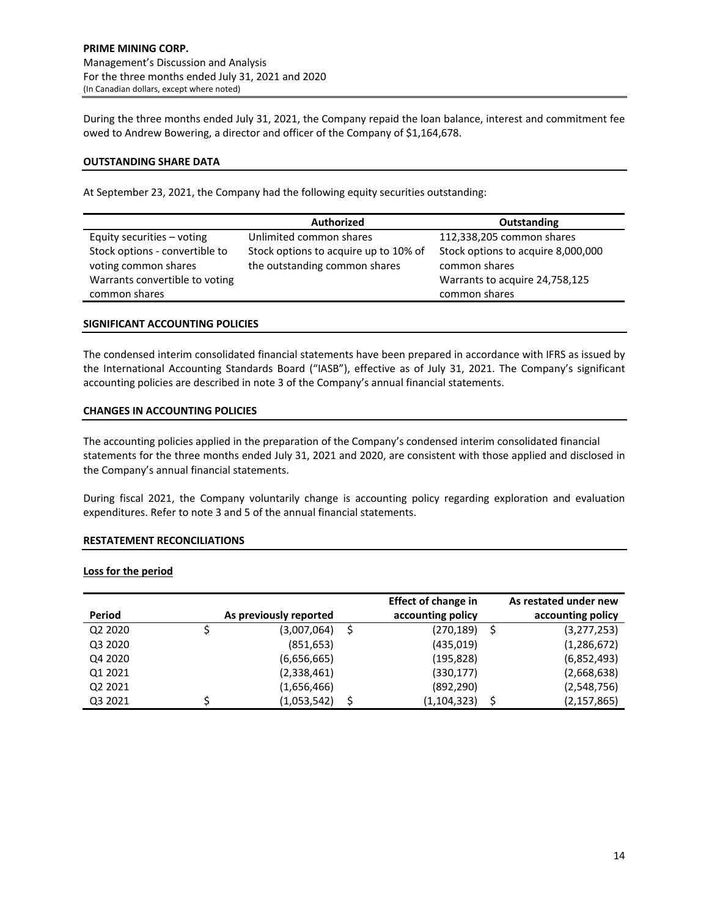During the three months ended July 31, 2021, the Company repaid the loan balance, interest and commitment fee owed to Andrew Bowering, a director and officer of the Company of $1,164,678.

## OUTSTANDING SHARE DATA

At September 23, 2021, the Company had the following equity securities outstanding:

| | Authorized | Outstanding |
|---|---|---|
| Equity securities – voting | Unlimited common shares | 112,338,205 common shares |
| Stock options - convertible to voting common shares | Stock options to acquire up to 10% of the outstanding common shares | Stock options to acquire 8,000,000 common shares |
| Warrants convertible to voting common shares | | Warrants to acquire 24,758,125 common shares |

## SIGNIFICANT ACCOUNTING POLICIES

The condensed interim consolidated financial statements have been prepared in accordance with IFRS as issued by the International Accounting Standards Board ("IASB"), effective as of July 31, 2021. The Company's significant accounting policies are described in note 3 of the Company's annual financial statements.

## CHANGES IN ACCOUNTING POLICIES

The accounting policies applied in the preparation of the Company's condensed interim consolidated financial statements for the three months ended July 31, 2021 and 2020, are consistent with those applied and disclosed in the Company's annual financial statements.

During fiscal 2021, the Company voluntarily change is accounting policy regarding exploration and evaluation expenditures. Refer to note 3 and 5 of the annual financial statements.

## RESTATEMENT RECONCILIATIONS

### Loss for the period

| Period | As previously reported | Effect of change in accounting policy | As restated under new accounting policy |
|---|---|---|---|
| Q2 2020 | $ (3,007,064) | $ (270,189) | $ (3,277,253) |
| Q3 2020 | (851,653) | (435,019) | (1,286,672) |
| Q4 2020 | (6,656,665) | (195,828) | (6,852,493) |
| Q1 2021 | (2,338,461) | (330,177) | (2,668,638) |
| Q2 2021 | (1,656,466) | (892,290) | (2,548,756) |
| Q3 2021 | $ (1,053,542) | $ (1,104,323) | $ (2,157,865) |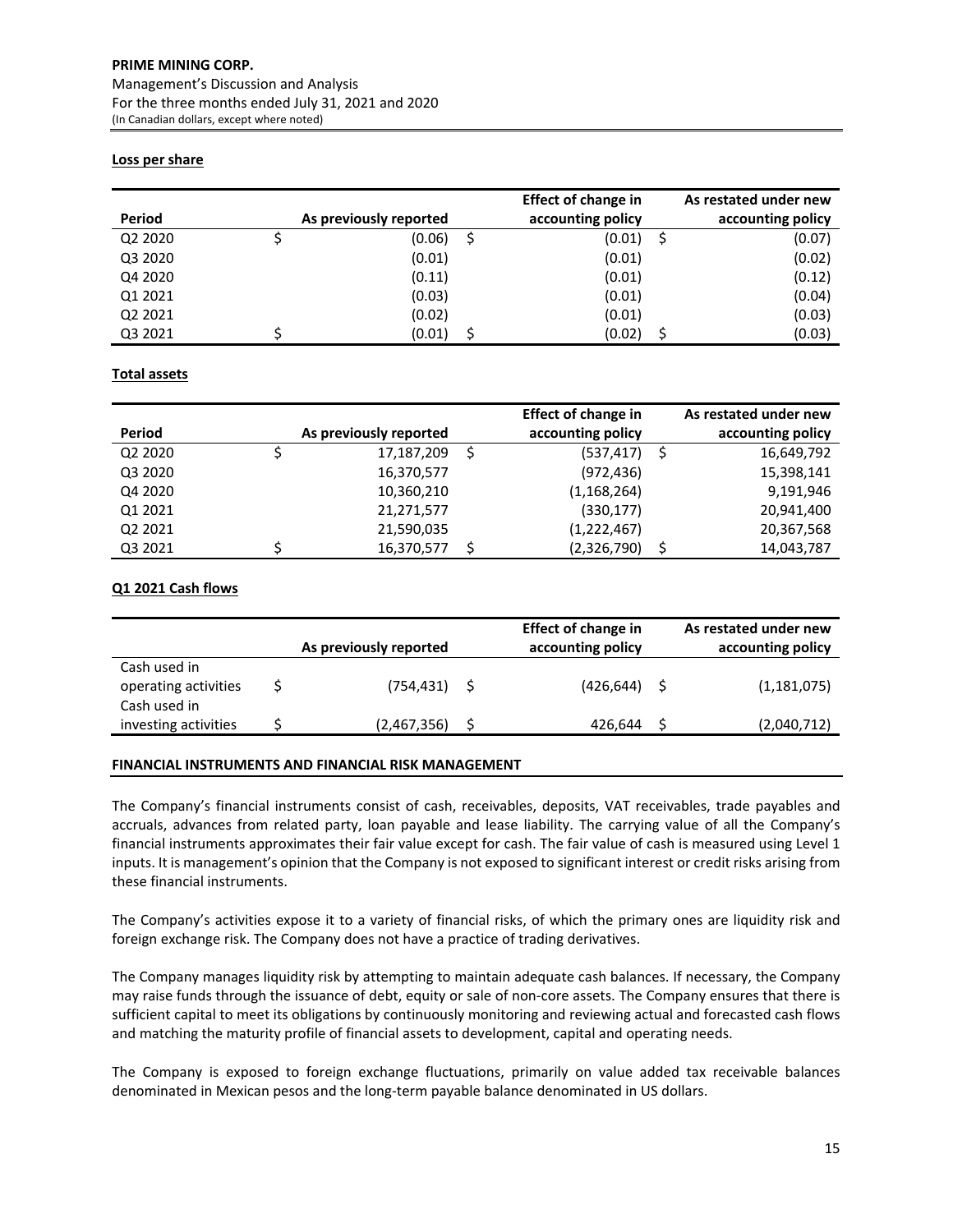**Loss per share**

| Period | As previously reported | Effect of change in accounting policy | As restated under new accounting policy |
|---|---|---|---|
| Q2 2020 | $ (0.06) | $ (0.01) | $ (0.07) |
| Q3 2020 | (0.01) | (0.01) | (0.02) |
| Q4 2020 | (0.11) | (0.01) | (0.12) |
| Q1 2021 | (0.03) | (0.01) | (0.04) |
| Q2 2021 | (0.02) | (0.01) | (0.03) |
| Q3 2021 | $ (0.01) | $ (0.02) | $ (0.03) |

**Total assets**

| Period | As previously reported | Effect of change in accounting policy | As restated under new accounting policy |
|---|---|---|---|
| Q2 2020 | $ 17,187,209 | $ (537,417) | $ 16,649,792 |
| Q3 2020 | 16,370,577 | (972,436) | 15,398,141 |
| Q4 2020 | 10,360,210 | (1,168,264) | 9,191,946 |
| Q1 2021 | 21,271,577 | (330,177) | 20,941,400 |
| Q2 2021 | 21,590,035 | (1,222,467) | 20,367,568 |
| Q3 2021 | $ 16,370,577 | $ (2,326,790) | $ 14,043,787 |

**Q1 2021 Cash flows**

| | As previously reported | Effect of change in accounting policy | As restated under new accounting policy |
|---|---|---|---|
| Cash used in operating activities | $ (754,431) | $ (426,644) | $ (1,181,075) |
| Cash used in investing activities | $ (2,467,356) | $ 426,644 | $ (2,040,712) |

**FINANCIAL INSTRUMENTS AND FINANCIAL RISK MANAGEMENT**

The Company's financial instruments consist of cash, receivables, deposits, VAT receivables, trade payables and accruals, advances from related party, loan payable and lease liability. The carrying value of all the Company's financial instruments approximates their fair value except for cash. The fair value of cash is measured using Level 1 inputs. It is management's opinion that the Company is not exposed to significant interest or credit risks arising from these financial instruments.

The Company's activities expose it to a variety of financial risks, of which the primary ones are liquidity risk and foreign exchange risk. The Company does not have a practice of trading derivatives.

The Company manages liquidity risk by attempting to maintain adequate cash balances. If necessary, the Company may raise funds through the issuance of debt, equity or sale of non-core assets. The Company ensures that there is sufficient capital to meet its obligations by continuously monitoring and reviewing actual and forecasted cash flows and matching the maturity profile of financial assets to development, capital and operating needs.

The Company is exposed to foreign exchange fluctuations, primarily on value added tax receivable balances denominated in Mexican pesos and the long-term payable balance denominated in US dollars.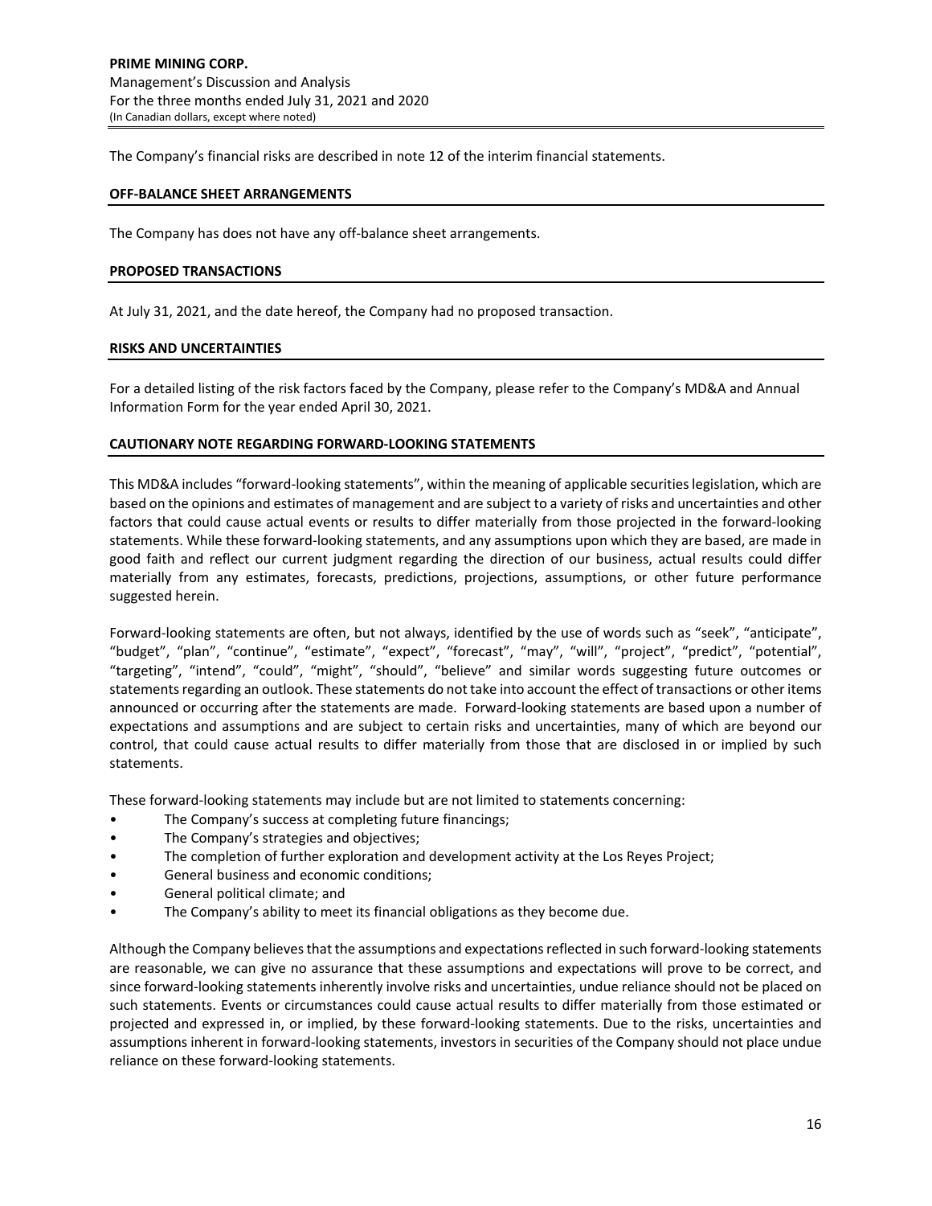The Company's financial risks are described in note 12 of the interim financial statements.

## OFF-BALANCE SHEET ARRANGEMENTS

The Company has does not have any off-balance sheet arrangements.

## PROPOSED TRANSACTIONS

At July 31, 2021, and the date hereof, the Company had no proposed transaction.

## RISKS AND UNCERTAINTIES

For a detailed listing of the risk factors faced by the Company, please refer to the Company's MD&A and Annual Information Form for the year ended April 30, 2021.

## CAUTIONARY NOTE REGARDING FORWARD-LOOKING STATEMENTS

This MD&A includes "forward-looking statements", within the meaning of applicable securities legislation, which are based on the opinions and estimates of management and are subject to a variety of risks and uncertainties and other factors that could cause actual events or results to differ materially from those projected in the forward-looking statements. While these forward-looking statements, and any assumptions upon which they are based, are made in good faith and reflect our current judgment regarding the direction of our business, actual results could differ materially from any estimates, forecasts, predictions, projections, assumptions, or other future performance suggested herein.

Forward-looking statements are often, but not always, identified by the use of words such as "seek", "anticipate", "budget", "plan", "continue", "estimate", "expect", "forecast", "may", "will", "project", "predict", "potential", "targeting", "intend", "could", "might", "should", "believe" and similar words suggesting future outcomes or statements regarding an outlook. These statements do not take into account the effect of transactions or other items announced or occurring after the statements are made. Forward-looking statements are based upon a number of expectations and assumptions and are subject to certain risks and uncertainties, many of which are beyond our control, that could cause actual results to differ materially from those that are disclosed in or implied by such statements.

These forward-looking statements may include but are not limited to statements concerning:

- The Company's success at completing future financings;
- The Company's strategies and objectives;
- The completion of further exploration and development activity at the Los Reyes Project;
- General business and economic conditions;
- General political climate; and
- The Company's ability to meet its financial obligations as they become due.

Although the Company believes that the assumptions and expectations reflected in such forward-looking statements are reasonable, we can give no assurance that these assumptions and expectations will prove to be correct, and since forward-looking statements inherently involve risks and uncertainties, undue reliance should not be placed on such statements. Events or circumstances could cause actual results to differ materially from those estimated or projected and expressed in, or implied, by these forward-looking statements. Due to the risks, uncertainties and assumptions inherent in forward-looking statements, investors in securities of the Company should not place undue reliance on these forward-looking statements.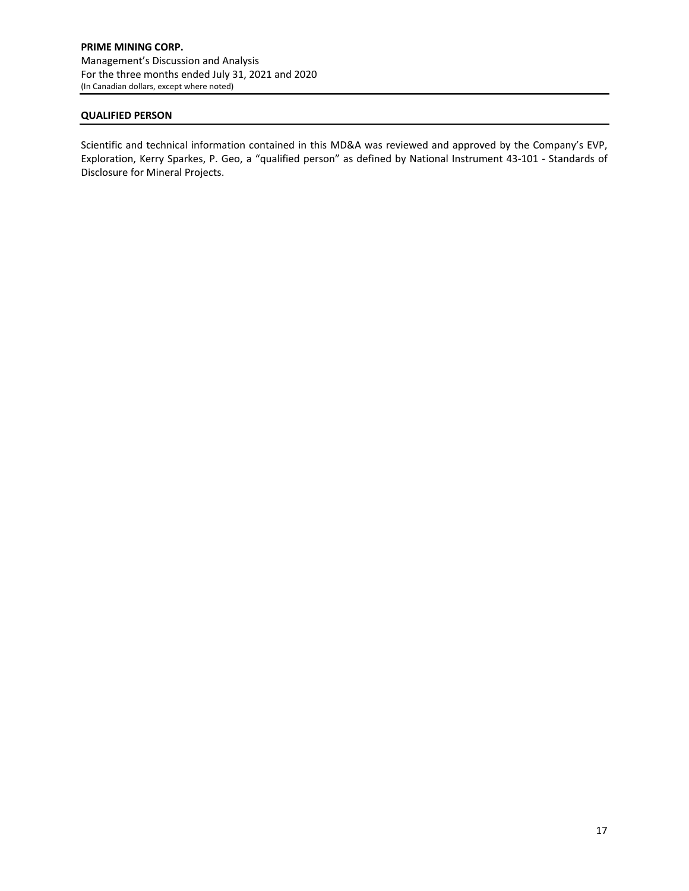## QUALIFIED PERSON

Scientific and technical information contained in this MD&A was reviewed and approved by the Company's EVP, Exploration, Kerry Sparkes, P. Geo, a "qualified person" as defined by National Instrument 43-101 - Standards of Disclosure for Mineral Projects.